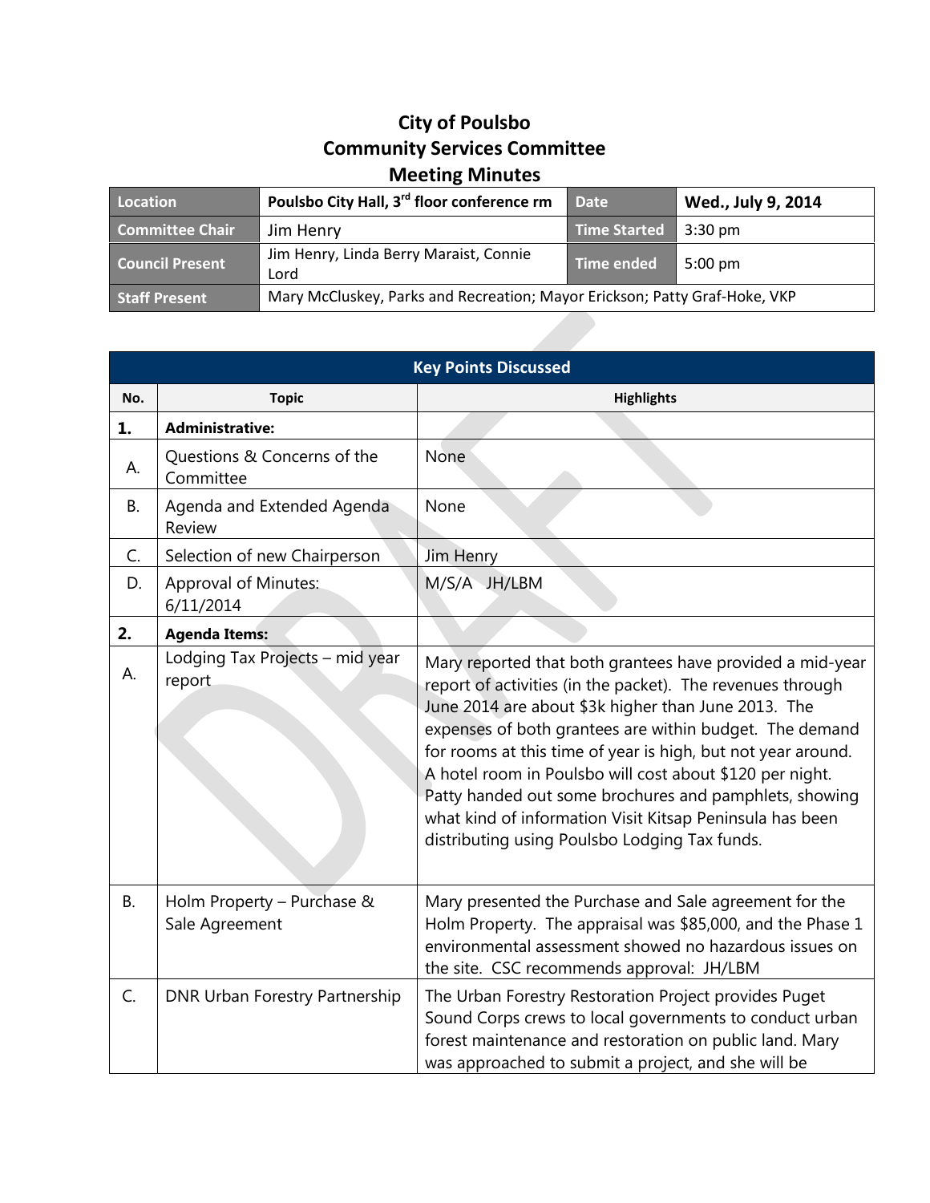# City of Poulsbo
# Community Services Committee
# Meeting Minutes

| Location | Poulsbo City Hall, 3rd floor conference rm | Date | Wed., July 9, 2014 |
|---|---|---|---|
| Committee Chair | Jim Henry | Time Started | 3:30 pm |
| Council Present | Jim Henry, Linda Berry Maraist, Connie Lord | Time ended | 5:00 pm |
| Staff Present | Mary McCluskey, Parks and Recreation; Mayor Erickson; Patty Graf-Hoke, VKP | | |

**Key Points Discussed**

| No. | Topic | Highlights |
|---|---|---|
| **1.** | **Administrative:** | |
| A. | Questions & Concerns of the Committee | None |
| B. | Agenda and Extended Agenda Review | None |
| C. | Selection of new Chairperson | Jim Henry |
| D. | Approval of Minutes: 6/11/2014 | M/S/A JH/LBM |
| **2.** | **Agenda Items:** | |
| A. | Lodging Tax Projects – mid year report | Mary reported that both grantees have provided a mid-year report of activities (in the packet). The revenues through June 2014 are about $3k higher than June 2013. The expenses of both grantees are within budget. The demand for rooms at this time of year is high, but not year around. A hotel room in Poulsbo will cost about $120 per night. Patty handed out some brochures and pamphlets, showing what kind of information Visit Kitsap Peninsula has been distributing using Poulsbo Lodging Tax funds. |
| B. | Holm Property – Purchase & Sale Agreement | Mary presented the Purchase and Sale agreement for the Holm Property. The appraisal was $85,000, and the Phase 1 environmental assessment showed no hazardous issues on the site. CSC recommends approval: JH/LBM |
| C. | DNR Urban Forestry Partnership | The Urban Forestry Restoration Project provides Puget Sound Corps crews to local governments to conduct urban forest maintenance and restoration on public land. Mary was approached to submit a project, and she will be |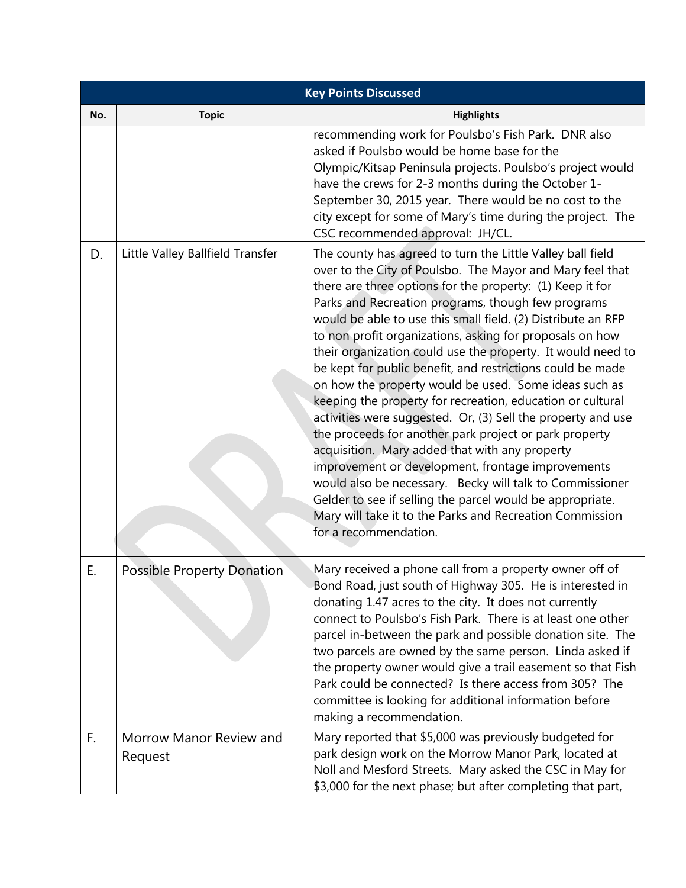| Key Points Discussed | | |
|---|---|---|
| **No.** | **Topic** | **Highlights** |
| | | recommending work for Poulsbo's Fish Park. DNR also asked if Poulsbo would be home base for the Olympic/Kitsap Peninsula projects. Poulsbo's project would have the crews for 2-3 months during the October 1-September 30, 2015 year. There would be no cost to the city except for some of Mary's time during the project. The CSC recommended approval: JH/CL. |
| D. | Little Valley Ballfield Transfer | The county has agreed to turn the Little Valley ball field over to the City of Poulsbo. The Mayor and Mary feel that there are three options for the property: (1) Keep it for Parks and Recreation programs, though few programs would be able to use this small field. (2) Distribute an RFP to non profit organizations, asking for proposals on how their organization could use the property. It would need to be kept for public benefit, and restrictions could be made on how the property would be used. Some ideas such as keeping the property for recreation, education or cultural activities were suggested. Or, (3) Sell the property and use the proceeds for another park project or park property acquisition. Mary added that with any property improvement or development, frontage improvements would also be necessary. Becky will talk to Commissioner Gelder to see if selling the parcel would be appropriate. Mary will take it to the Parks and Recreation Commission for a recommendation. |
| E. | Possible Property Donation | Mary received a phone call from a property owner off of Bond Road, just south of Highway 305. He is interested in donating 1.47 acres to the city. It does not currently connect to Poulsbo's Fish Park. There is at least one other parcel in-between the park and possible donation site. The two parcels are owned by the same person. Linda asked if the property owner would give a trail easement so that Fish Park could be connected? Is there access from 305? The committee is looking for additional information before making a recommendation. |
| F. | Morrow Manor Review and Request | Mary reported that $5,000 was previously budgeted for park design work on the Morrow Manor Park, located at Noll and Mesford Streets. Mary asked the CSC in May for $3,000 for the next phase; but after completing that part, |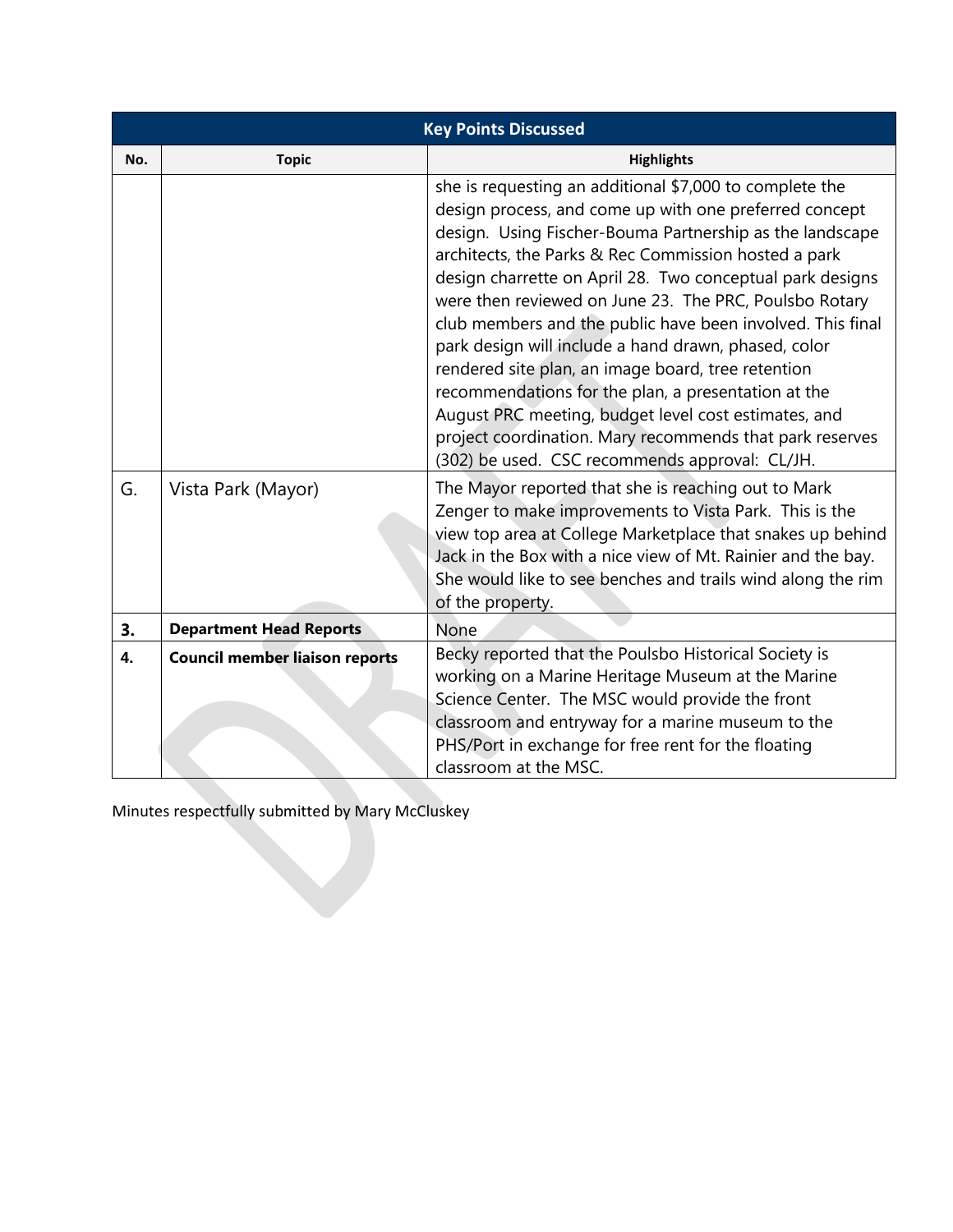| Key Points Discussed | | |
|---|---|---|
| **No.** | **Topic** | **Highlights** |
| | | she is requesting an additional $7,000 to complete the design process, and come up with one preferred concept design. Using Fischer-Bouma Partnership as the landscape architects, the Parks & Rec Commission hosted a park design charrette on April 28. Two conceptual park designs were then reviewed on June 23. The PRC, Poulsbo Rotary club members and the public have been involved. This final park design will include a hand drawn, phased, color rendered site plan, an image board, tree retention recommendations for the plan, a presentation at the August PRC meeting, budget level cost estimates, and project coordination. Mary recommends that park reserves (302) be used. CSC recommends approval: CL/JH. |
| G. | Vista Park (Mayor) | The Mayor reported that she is reaching out to Mark Zenger to make improvements to Vista Park. This is the view top area at College Marketplace that snakes up behind Jack in the Box with a nice view of Mt. Rainier and the bay. She would like to see benches and trails wind along the rim of the property. |
| **3.** | **Department Head Reports** | None |
| **4.** | **Council member liaison reports** | Becky reported that the Poulsbo Historical Society is working on a Marine Heritage Museum at the Marine Science Center. The MSC would provide the front classroom and entryway for a marine museum to the PHS/Port in exchange for free rent for the floating classroom at the MSC. |

Minutes respectfully submitted by Mary McCluskey